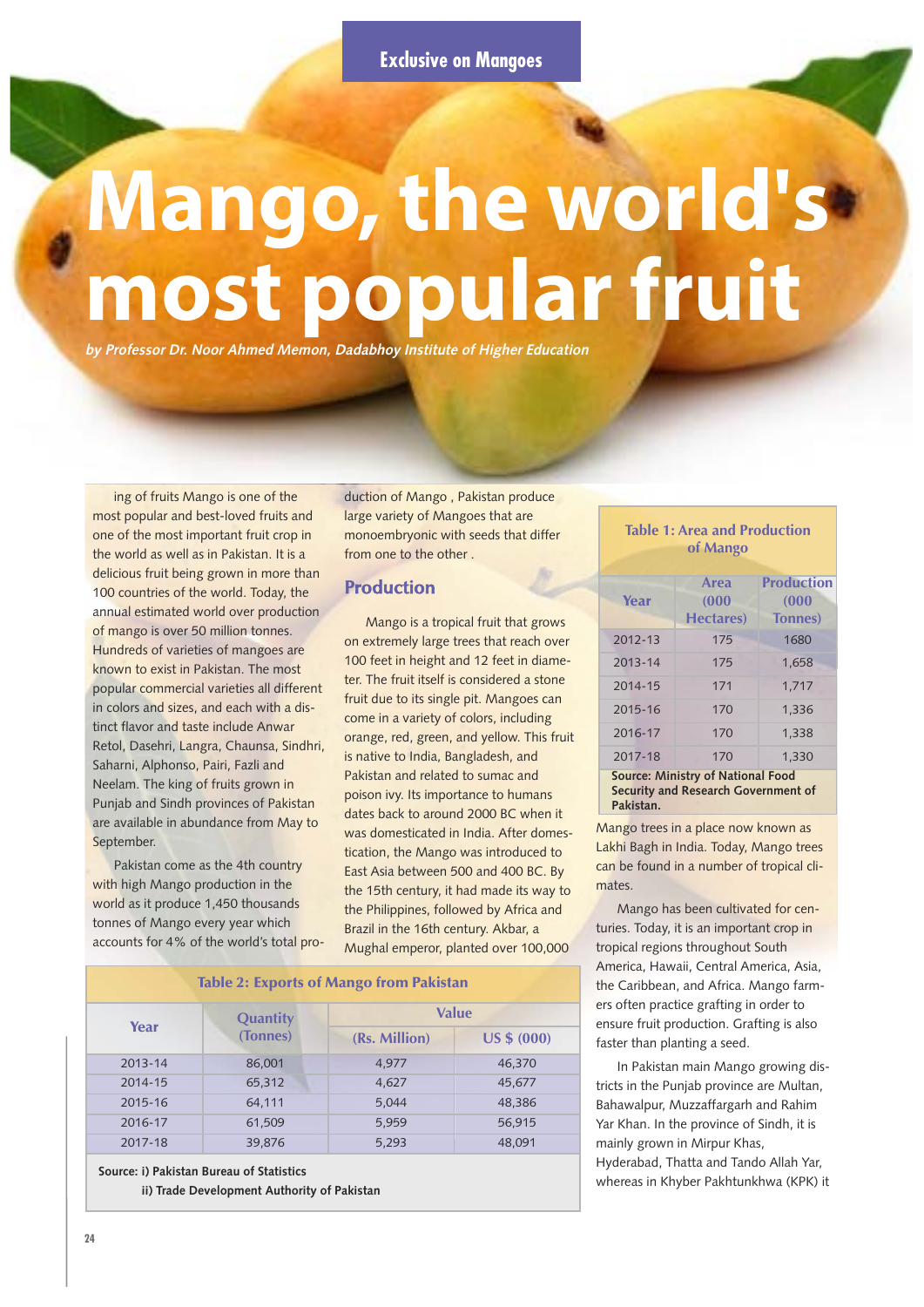Exclusive on Mangoes

# Mango, the world's most popular fruit

*by Professor Dr. Noor Ahmed Memon, Dadabhoy Institute of Higher Education*

ing of fruits Mango is one of the most popular and best-loved fruits and one of the most important fruit crop in the world as well as in Pakistan. It is a delicious fruit being grown in more than 100 countries of the world. Today, the annual estimated world over production of mango is over 50 million tonnes. Hundreds of varieties of mangoes are known to exist in Pakistan. The most popular commercial varieties all different in colors and sizes, and each with a distinct flavor and taste include Anwar Retol, Dasehri, Langra, Chaunsa, Sindhri, Saharni, Alphonso, Pairi, Fazli and Neelam. The king of fruits grown in Punjab and Sindh provinces of Pakistan are available in abundance from May to September.

Pakistan come as the 4th country with high Mango production in the world as it produce 1,450 thousands tonnes of Mango every year which accounts for 4% of the world's total production of Mango , Pakistan produce large variety of Mangoes that are monoembryonic with seeds that differ from one to the other .

## Production

Mango is a tropical fruit that grows on extremely large trees that reach over 100 feet in height and 12 feet in diameter. The fruit itself is considered a stone fruit due to its single pit. Mangoes can come in a variety of colors, including orange, red, green, and yellow. This fruit is native to India, Bangladesh, and Pakistan and related to sumac and poison ivy. Its importance to humans dates back to around 2000 BC when it was domesticated in India. After domestication, the Mango was introduced to East Asia between 500 and 400 BC. By the 15th century, it had made its way to the Philippines, followed by Africa and Brazil in the 16th century. Akbar, a Mughal emperor, planted over 100,000 Mango trees in a place now known as Lakhi Bagh in India. Today, Mango trees can be found in a number of tropical climates.

**Table 1: Area and Production of Mango**

| Year | Area (000 Hectares) | Production (000 Tonnes) |
|---|---|---|
| 2012-13 | 175 | 1680 |
| 2013-14 | 175 | 1,658 |
| 2014-15 | 171 | 1,717 |
| 2015-16 | 170 | 1,336 |
| 2016-17 | 170 | 1,338 |
| 2017-18 | 170 | 1,330 |

**Source: Ministry of National Food Security and Research Government of Pakistan.**

Mango has been cultivated for centuries. Today, it is an important crop in tropical regions throughout South America, Hawaii, Central America, Asia, the Caribbean, and Africa. Mango farmers often practice grafting in order to ensure fruit production. Grafting is also faster than planting a seed.

In Pakistan main Mango growing districts in the Punjab province are Multan, Bahawalpur, Muzzaffargarh and Rahim Yar Khan. In the province of Sindh, it is mainly grown in Mirpur Khas, Hyderabad, Thatta and Tando Allah Yar, whereas in Khyber Pakhtunkhwa (KPK) it

**Table 2: Exports of Mango from Pakistan**

| Year | Quantity (Tonnes) | Value | |
|---|---|---|---|
| | | (Rs. Million) | US $ (000) |
| 2013-14 | 86,001 | 4,977 | 46,370 |
| 2014-15 | 65,312 | 4,627 | 45,677 |
| 2015-16 | 64,111 | 5,044 | 48,386 |
| 2016-17 | 61,509 | 5,959 | 56,915 |
| 2017-18 | 39,876 | 5,293 | 48,091 |

**Source: i) Pakistan Bureau of Statistics**
**ii) Trade Development Authority of Pakistan**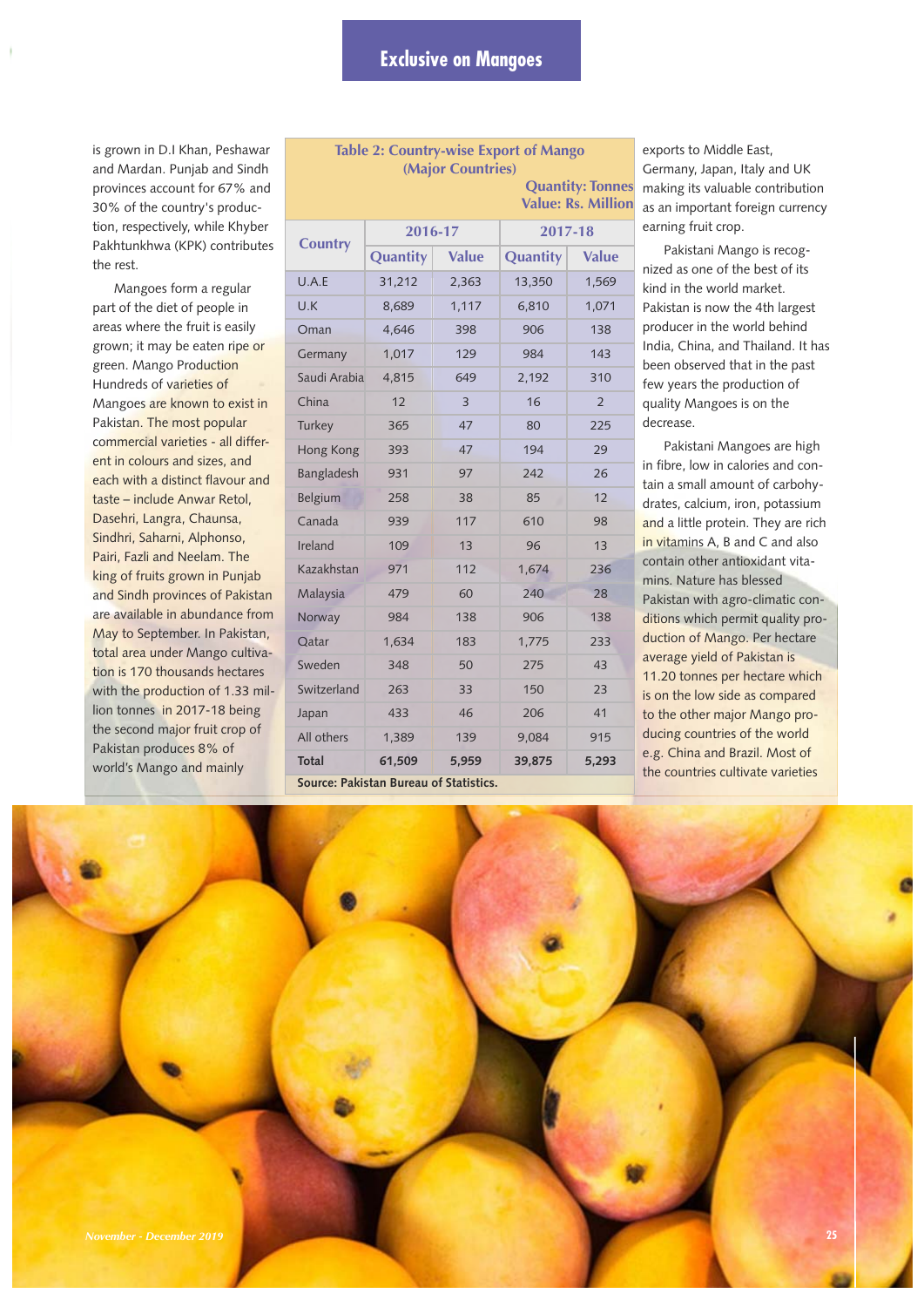# Exclusive on Mangoes

is grown in D.I Khan, Peshawar and Mardan. Punjab and Sindh provinces account for 67% and 30% of the country's production, respectively, while Khyber Pakhtunkhwa (KPK) contributes the rest.

Mangoes form a regular part of the diet of people in areas where the fruit is easily grown; it may be eaten ripe or green. Mango Production Hundreds of varieties of Mangoes are known to exist in Pakistan. The most popular commercial varieties - all different in colours and sizes, and each with a distinct flavour and taste – include Anwar Retol, Dasehri, Langra, Chaunsa, Sindhri, Saharni, Alphonso, Pairi, Fazli and Neelam. The king of fruits grown in Punjab and Sindh provinces of Pakistan are available in abundance from May to September. In Pakistan, total area under Mango cultivation is 170 thousands hectares with the production of 1.33 million tonnes in 2017-18 being the second major fruit crop of Pakistan produces 8% of world's Mango and mainly

**Table 2: Country-wise Export of Mango (Major Countries)**

Quantity: Tonnes
Value: Rs. Million

| Country | 2016-17 | | 2017-18 | |
|---|---|---|---|---|
| | Quantity | Value | Quantity | Value |
| U.A.E | 31,212 | 2,363 | 13,350 | 1,569 |
| U.K | 8,689 | 1,117 | 6,810 | 1,071 |
| Oman | 4,646 | 398 | 906 | 138 |
| Germany | 1,017 | 129 | 984 | 143 |
| Saudi Arabia | 4,815 | 649 | 2,192 | 310 |
| China | 12 | 3 | 16 | 2 |
| Turkey | 365 | 47 | 80 | 225 |
| Hong Kong | 393 | 47 | 194 | 29 |
| Bangladesh | 931 | 97 | 242 | 26 |
| Belgium | 258 | 38 | 85 | 12 |
| Canada | 939 | 117 | 610 | 98 |
| Ireland | 109 | 13 | 96 | 13 |
| Kazakhstan | 971 | 112 | 1,674 | 236 |
| Malaysia | 479 | 60 | 240 | 28 |
| Norway | 984 | 138 | 906 | 138 |
| Qatar | 1,634 | 183 | 1,775 | 233 |
| Sweden | 348 | 50 | 275 | 43 |
| Switzerland | 263 | 33 | 150 | 23 |
| Japan | 433 | 46 | 206 | 41 |
| All others | 1,389 | 139 | 9,084 | 915 |
| **Total** | **61,509** | **5,959** | **39,875** | **5,293** |

**Source: Pakistan Bureau of Statistics.**

exports to Middle East, Germany, Japan, Italy and UK making its valuable contribution as an important foreign currency earning fruit crop.

Pakistani Mango is recognized as one of the best of its kind in the world market. Pakistan is now the 4th largest producer in the world behind India, China, and Thailand. It has been observed that in the past few years the production of quality Mangoes is on the decrease.

Pakistani Mangoes are high in fibre, low in calories and contain a small amount of carbohydrates, calcium, iron, potassium and a little protein. They are rich in vitamins A, B and C and also contain other antioxidant vitamins. Nature has blessed Pakistan with agro-climatic conditions which permit quality production of Mango. Per hectare average yield of Pakistan is 11.20 tonnes per hectare which is on the low side as compared to the other major Mango producing countries of the world e.g. China and Brazil. Most of the countries cultivate varieties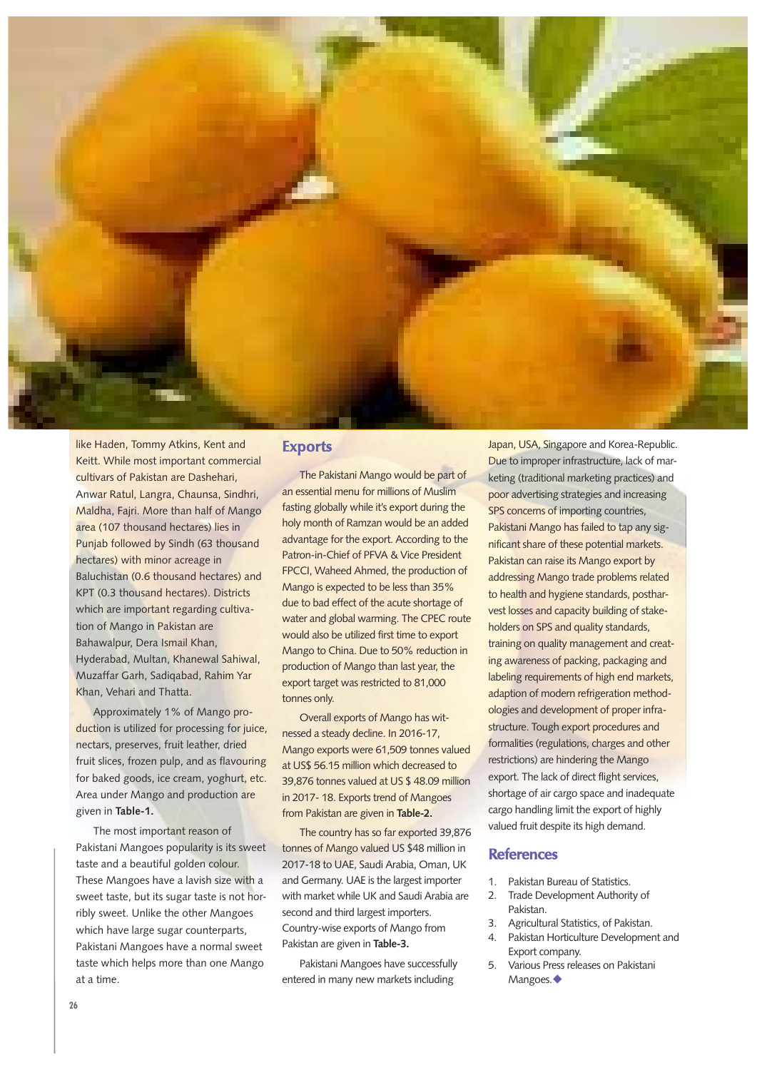like Haden, Tommy Atkins, Kent and Keitt. While most important commercial cultivars of Pakistan are Dashehari, Anwar Ratul, Langra, Chaunsa, Sindhri, Maldha, Fajri. More than half of Mango area (107 thousand hectares) lies in Punjab followed by Sindh (63 thousand hectares) with minor acreage in Baluchistan (0.6 thousand hectares) and KPT (0.3 thousand hectares). Districts which are important regarding cultivation of Mango in Pakistan are Bahawalpur, Dera Ismail Khan, Hyderabad, Multan, Khanewal Sahiwal, Muzaffar Garh, Sadiqabad, Rahim Yar Khan, Vehari and Thatta.

Approximately 1% of Mango production is utilized for processing for juice, nectars, preserves, fruit leather, dried fruit slices, frozen pulp, and as flavouring for baked goods, ice cream, yoghurt, etc. Area under Mango and production are given in **Table-1.**

The most important reason of Pakistani Mangoes popularity is its sweet taste and a beautiful golden colour. These Mangoes have a lavish size with a sweet taste, but its sugar taste is not horribly sweet. Unlike the other Mangoes which have large sugar counterparts, Pakistani Mangoes have a normal sweet taste which helps more than one Mango at a time.

## Exports

The Pakistani Mango would be part of an essential menu for millions of Muslim fasting globally while it's export during the holy month of Ramzan would be an added advantage for the export. According to the Patron-in-Chief of PFVA & Vice President FPCCI, Waheed Ahmed, the production of Mango is expected to be less than 35% due to bad effect of the acute shortage of water and global warming. The CPEC route would also be utilized first time to export Mango to China. Due to 50% reduction in production of Mango than last year, the export target was restricted to 81,000 tonnes only.

Overall exports of Mango has witnessed a steady decline. In 2016-17, Mango exports were 61,509 tonnes valued at US$ 56.15 million which decreased to 39,876 tonnes valued at US $ 48.09 million in 2017- 18. Exports trend of Mangoes from Pakistan are given in **Table-2.**

The country has so far exported 39,876 tonnes of Mango valued US $48 million in 2017-18 to UAE, Saudi Arabia, Oman, UK and Germany. UAE is the largest importer with market while UK and Saudi Arabia are second and third largest importers. Country-wise exports of Mango from Pakistan are given in **Table-3.**

Pakistani Mangoes have successfully entered in many new markets including Japan, USA, Singapore and Korea-Republic. Due to improper infrastructure, lack of marketing (traditional marketing practices) and poor advertising strategies and increasing SPS concerns of importing countries, Pakistani Mango has failed to tap any significant share of these potential markets. Pakistan can raise its Mango export by addressing Mango trade problems related to health and hygiene standards, postharvest losses and capacity building of stakeholders on SPS and quality standards, training on quality management and creating awareness of packing, packaging and labeling requirements of high end markets, adaption of modern refrigeration methodologies and development of proper infrastructure. Tough export procedures and formalities (regulations, charges and other restrictions) are hindering the Mango export. The lack of direct flight services, shortage of air cargo space and inadequate cargo handling limit the export of highly valued fruit despite its high demand.

## References

1. Pakistan Bureau of Statistics.
2. Trade Development Authority of Pakistan.
3. Agricultural Statistics, of Pakistan.
4. Pakistan Horticulture Development and Export company.
5. Various Press releases on Pakistani Mangoes.◆